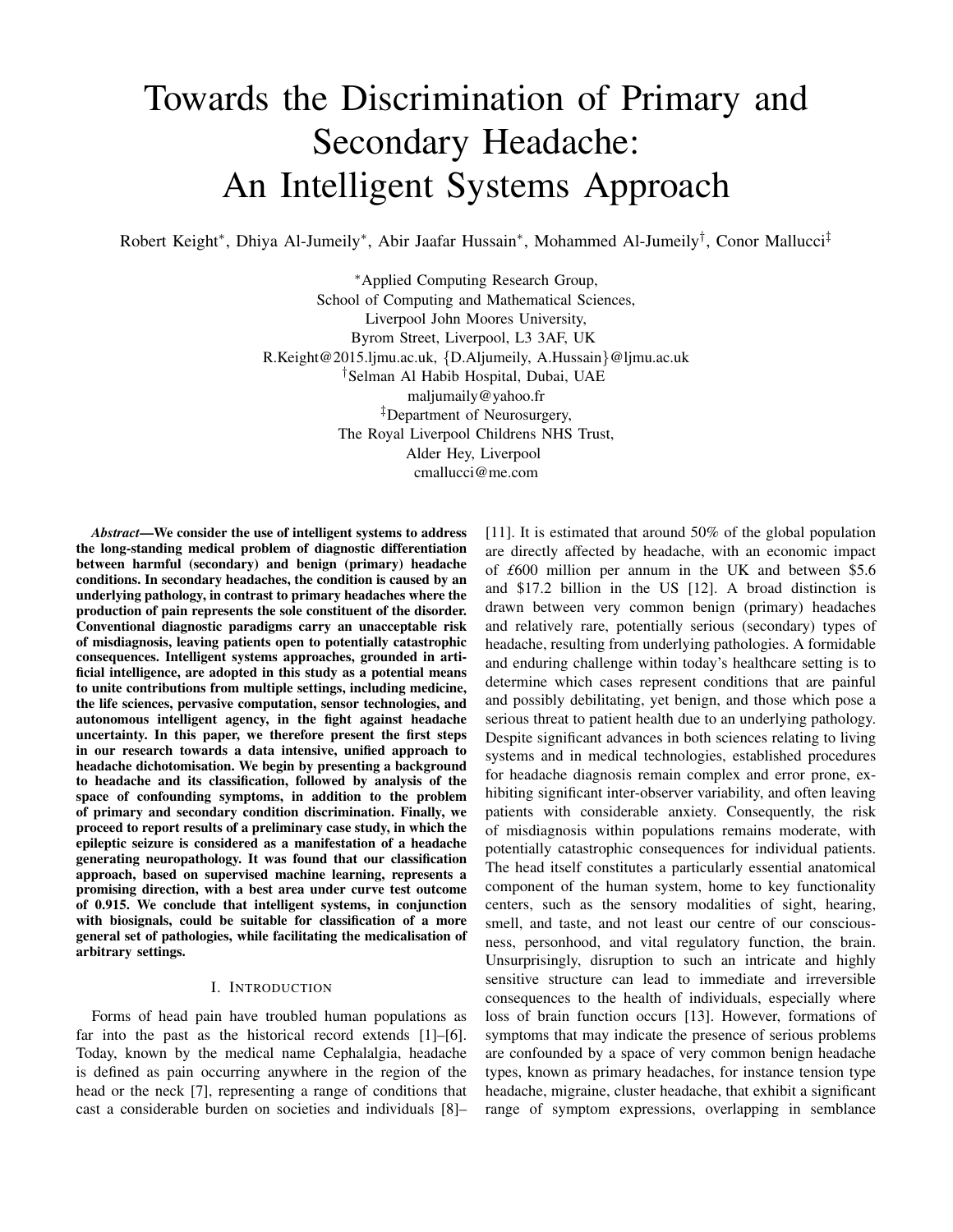# Towards the Discrimination of Primary and Secondary Headache: An Intelligent Systems Approach

Robert Keight*, Dhiya Al-Jumeily*, Abir Jaafar Hussain*, Mohammed Al-Jumeily†, Conor Mallucci‡

*Applied Computing Research Group,
School of Computing and Mathematical Sciences,
Liverpool John Moores University,
Byrom Street, Liverpool, L3 3AF, UK
R.Keight@2015.ljmu.ac.uk, {D.Aljumeily, A.Hussain}@ljmu.ac.uk
†Selman Al Habib Hospital, Dubai, UAE
maljumaily@yahoo.fr
‡Department of Neurosurgery,
The Royal Liverpool Childrens NHS Trust,
Alder Hey, Liverpool
cmallucci@me.com

***Abstract*—We consider the use of intelligent systems to address the long-standing medical problem of diagnostic differentiation between harmful (secondary) and benign (primary) headache conditions. In secondary headaches, the condition is caused by an underlying pathology, in contrast to primary headaches where the production of pain represents the sole constituent of the disorder. Conventional diagnostic paradigms carry an unacceptable risk of misdiagnosis, leaving patients open to potentially catastrophic consequences. Intelligent systems approaches, grounded in artificial intelligence, are adopted in this study as a potential means to unite contributions from multiple settings, including medicine, the life sciences, pervasive computation, sensor technologies, and autonomous intelligent agency, in the fight against headache uncertainty. In this paper, we therefore present the first steps in our research towards a data intensive, unified approach to headache dichotomisation. We begin by presenting a background to headache and its classification, followed by analysis of the space of confounding symptoms, in addition to the problem of primary and secondary condition discrimination. Finally, we proceed to report results of a preliminary case study, in which the epileptic seizure is considered as a manifestation of a headache generating neuropathology. It was found that our classification approach, based on supervised machine learning, represents a promising direction, with a best area under curve test outcome of 0.915. We conclude that intelligent systems, in conjunction with biosignals, could be suitable for classification of a more general set of pathologies, while facilitating the medicalisation of arbitrary settings.**

## I. Introduction

Forms of head pain have troubled human populations as far into the past as the historical record extends [1]–[6]. Today, known by the medical name Cephalalgia, headache is defined as pain occurring anywhere in the region of the head or the neck [7], representing a range of conditions that cast a considerable burden on societies and individuals [8]–[11]. It is estimated that around 50% of the global population are directly affected by headache, with an economic impact of £600 million per annum in the UK and between \$5.6 and \$17.2 billion in the US [12]. A broad distinction is drawn between very common benign (primary) headaches and relatively rare, potentially serious (secondary) types of headache, resulting from underlying pathologies. A formidable and enduring challenge within today's healthcare setting is to determine which cases represent conditions that are painful and possibly debilitating, yet benign, and those which pose a serious threat to patient health due to an underlying pathology. Despite significant advances in both sciences relating to living systems and in medical technologies, established procedures for headache diagnosis remain complex and error prone, exhibiting significant inter-observer variability, and often leaving patients with considerable anxiety. Consequently, the risk of misdiagnosis within populations remains moderate, with potentially catastrophic consequences for individual patients. The head itself constitutes a particularly essential anatomical component of the human system, home to key functionality centers, such as the sensory modalities of sight, hearing, smell, and taste, and not least our centre of our consciousness, personhood, and vital regulatory function, the brain. Unsurprisingly, disruption to such an intricate and highly sensitive structure can lead to immediate and irreversible consequences to the health of individuals, especially where loss of brain function occurs [13]. However, formations of symptoms that may indicate the presence of serious problems are confounded by a space of very common benign headache types, known as primary headaches, for instance tension type headache, migraine, cluster headache, that exhibit a significant range of symptom expressions, overlapping in semblance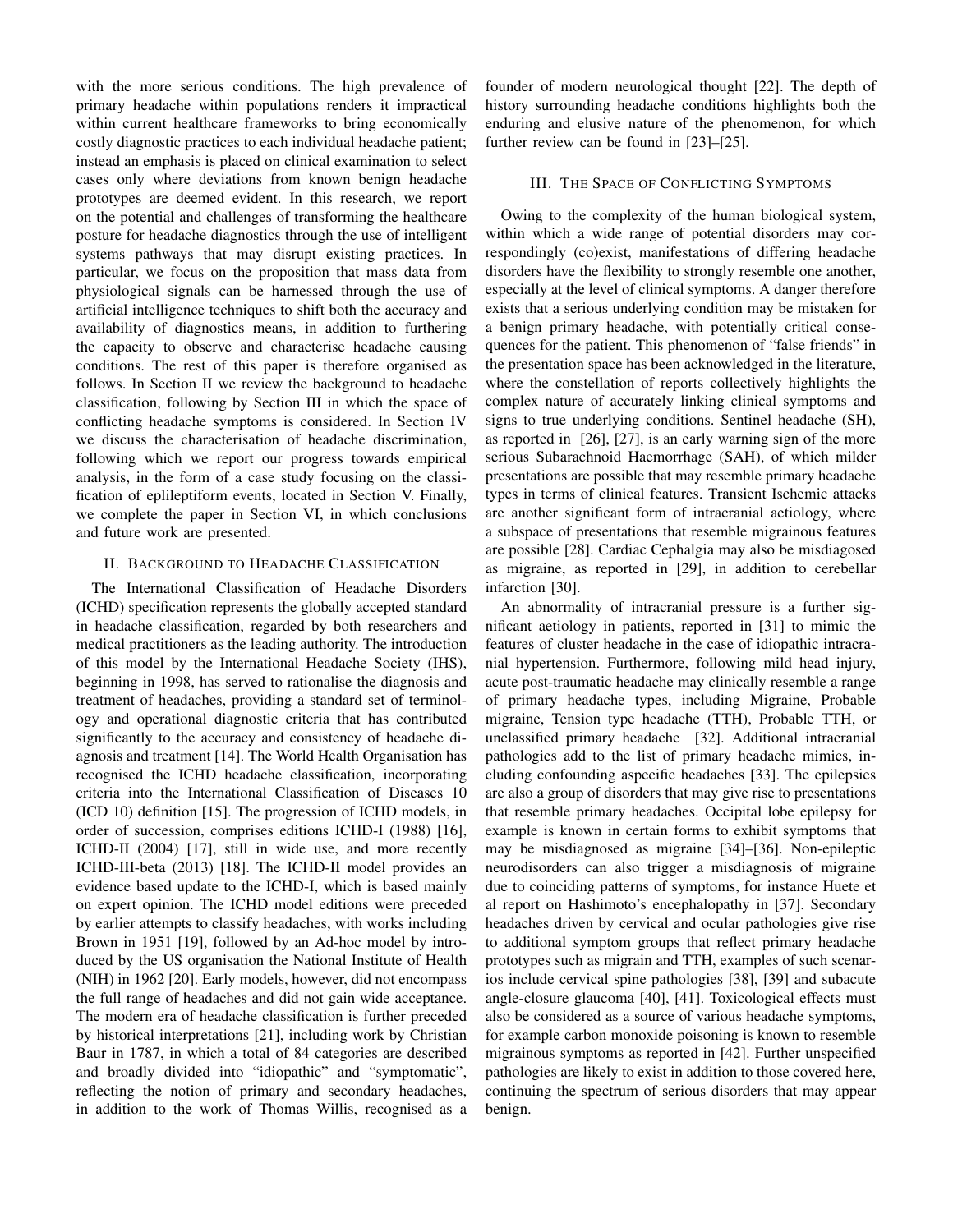with the more serious conditions. The high prevalence of primary headache within populations renders it impractical within current healthcare frameworks to bring economically costly diagnostic practices to each individual headache patient; instead an emphasis is placed on clinical examination to select cases only where deviations from known benign headache prototypes are deemed evident. In this research, we report on the potential and challenges of transforming the healthcare posture for headache diagnostics through the use of intelligent systems pathways that may disrupt existing practices. In particular, we focus on the proposition that mass data from physiological signals can be harnessed through the use of artificial intelligence techniques to shift both the accuracy and availability of diagnostics means, in addition to furthering the capacity to observe and characterise headache causing conditions. The rest of this paper is therefore organised as follows. In Section II we review the background to headache classification, following by Section III in which the space of conflicting headache symptoms is considered. In Section IV we discuss the characterisation of headache discrimination, following which we report our progress towards empirical analysis, in the form of a case study focusing on the classification of eplileptiform events, located in Section V. Finally, we complete the paper in Section VI, in which conclusions and future work are presented.

## II. Background to Headache Classification

The International Classification of Headache Disorders (ICHD) specification represents the globally accepted standard in headache classification, regarded by both researchers and medical practitioners as the leading authority. The introduction of this model by the International Headache Society (IHS), beginning in 1998, has served to rationalise the diagnosis and treatment of headaches, providing a standard set of terminology and operational diagnostic criteria that has contributed significantly to the accuracy and consistency of headache diagnosis and treatment [14]. The World Health Organisation has recognised the ICHD headache classification, incorporating criteria into the International Classification of Diseases 10 (ICD 10) definition [15]. The progression of ICHD models, in order of succession, comprises editions ICHD-I (1988) [16], ICHD-II (2004) [17], still in wide use, and more recently ICHD-III-beta (2013) [18]. The ICHD-II model provides an evidence based update to the ICHD-I, which is based mainly on expert opinion. The ICHD model editions were preceded by earlier attempts to classify headaches, with works including Brown in 1951 [19], followed by an Ad-hoc model by introduced by the US organisation the National Institute of Health (NIH) in 1962 [20]. Early models, however, did not encompass the full range of headaches and did not gain wide acceptance. The modern era of headache classification is further preceded by historical interpretations [21], including work by Christian Baur in 1787, in which a total of 84 categories are described and broadly divided into "idiopathic" and "symptomatic", reflecting the notion of primary and secondary headaches, in addition to the work of Thomas Willis, recognised as a founder of modern neurological thought [22]. The depth of history surrounding headache conditions highlights both the enduring and elusive nature of the phenomenon, for which further review can be found in [23]–[25].

## III. The Space of Conflicting Symptoms

Owing to the complexity of the human biological system, within which a wide range of potential disorders may correspondingly (co)exist, manifestations of differing headache disorders have the flexibility to strongly resemble one another, especially at the level of clinical symptoms. A danger therefore exists that a serious underlying condition may be mistaken for a benign primary headache, with potentially critical consequences for the patient. This phenomenon of "false friends" in the presentation space has been acknowledged in the literature, where the constellation of reports collectively highlights the complex nature of accurately linking clinical symptoms and signs to true underlying conditions. Sentinel headache (SH), as reported in [26], [27], is an early warning sign of the more serious Subarachnoid Haemorrhage (SAH), of which milder presentations are possible that may resemble primary headache types in terms of clinical features. Transient Ischemic attacks are another significant form of intracranial aetiology, where a subspace of presentations that resemble migrainous features are possible [28]. Cardiac Cephalgia may also be misdiagosed as migraine, as reported in [29], in addition to cerebellar infarction [30].

An abnormality of intracranial pressure is a further significant aetiology in patients, reported in [31] to mimic the features of cluster headache in the case of idiopathic intracranial hypertension. Furthermore, following mild head injury, acute post-traumatic headache may clinically resemble a range of primary headache types, including Migraine, Probable migraine, Tension type headache (TTH), Probable TTH, or unclassified primary headache [32]. Additional intracranial pathologies add to the list of primary headache mimics, including confounding aspecific headaches [33]. The epilepsies are also a group of disorders that may give rise to presentations that resemble primary headaches. Occipital lobe epilepsy for example is known in certain forms to exhibit symptoms that may be misdiagnosed as migraine [34]–[36]. Non-epileptic neurodisorders can also trigger a misdiagnosis of migraine due to coinciding patterns of symptoms, for instance Huete et al report on Hashimoto's encephalopathy in [37]. Secondary headaches driven by cervical and ocular pathologies give rise to additional symptom groups that reflect primary headache prototypes such as migrain and TTH, examples of such scenarios include cervical spine pathologies [38], [39] and subacute angle-closure glaucoma [40], [41]. Toxicological effects must also be considered as a source of various headache symptoms, for example carbon monoxide poisoning is known to resemble migrainous symptoms as reported in [42]. Further unspecified pathologies are likely to exist in addition to those covered here, continuing the spectrum of serious disorders that may appear benign.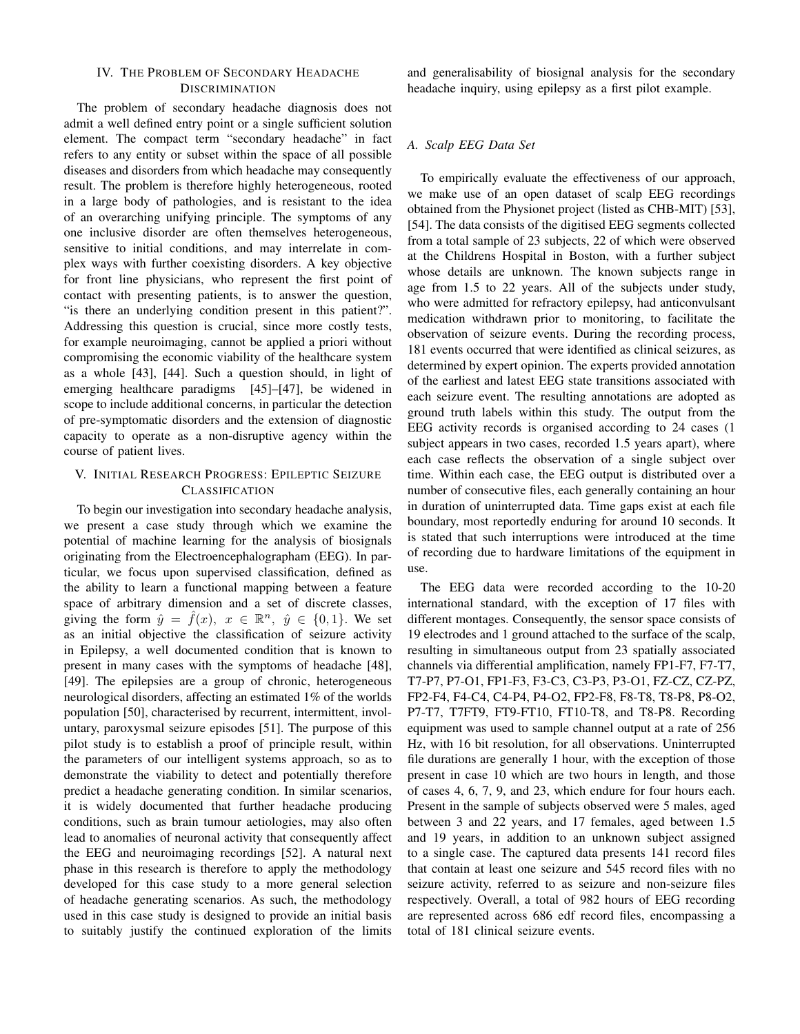## IV. The Problem of Secondary Headache Discrimination

The problem of secondary headache diagnosis does not admit a well defined entry point or a single sufficient solution element. The compact term "secondary headache" in fact refers to any entity or subset within the space of all possible diseases and disorders from which headache may consequently result. The problem is therefore highly heterogeneous, rooted in a large body of pathologies, and is resistant to the idea of an overarching unifying principle. The symptoms of any one inclusive disorder are often themselves heterogeneous, sensitive to initial conditions, and may interrelate in complex ways with further coexisting disorders. A key objective for front line physicians, who represent the first point of contact with presenting patients, is to answer the question, "is there an underlying condition present in this patient?". Addressing this question is crucial, since more costly tests, for example neuroimaging, cannot be applied a priori without compromising the economic viability of the healthcare system as a whole [43], [44]. Such a question should, in light of emerging healthcare paradigms [45]–[47], be widened in scope to include additional concerns, in particular the detection of pre-symptomatic disorders and the extension of diagnostic capacity to operate as a non-disruptive agency within the course of patient lives.

## V. Initial Research Progress: Epileptic Seizure Classification

To begin our investigation into secondary headache analysis, we present a case study through which we examine the potential of machine learning for the analysis of biosignals originating from the Electroencephalographam (EEG). In particular, we focus upon supervised classification, defined as the ability to learn a functional mapping between a feature space of arbitrary dimension and a set of discrete classes, giving the form $\hat{y} = \hat{f}(x),\ x \in \mathbb{R}^n,\ \hat{y} \in \{0, 1\}$. We set as an initial objective the classification of seizure activity in Epilepsy, a well documented condition that is known to present in many cases with the symptoms of headache [48], [49]. The epilepsies are a group of chronic, heterogeneous neurological disorders, affecting an estimated 1% of the worlds population [50], characterised by recurrent, intermittent, involuntary, paroxysmal seizure episodes [51]. The purpose of this pilot study is to establish a proof of principle result, within the parameters of our intelligent systems approach, so as to demonstrate the viability to detect and potentially therefore predict a headache generating condition. In similar scenarios, it is widely documented that further headache producing conditions, such as brain tumour aetiologies, may also often lead to anomalies of neuronal activity that consequently affect the EEG and neuroimaging recordings [52]. A natural next phase in this research is therefore to apply the methodology developed for this case study to a more general selection of headache generating scenarios. As such, the methodology used in this case study is designed to provide an initial basis to suitably justify the continued exploration of the limits and generalisability of biosignal analysis for the secondary headache inquiry, using epilepsy as a first pilot example.

### A. Scalp EEG Data Set

To empirically evaluate the effectiveness of our approach, we make use of an open dataset of scalp EEG recordings obtained from the Physionet project (listed as CHB-MIT) [53], [54]. The data consists of the digitised EEG segments collected from a total sample of 23 subjects, 22 of which were observed at the Childrens Hospital in Boston, with a further subject whose details are unknown. The known subjects range in age from 1.5 to 22 years. All of the subjects under study, who were admitted for refractory epilepsy, had anticonvulsant medication withdrawn prior to monitoring, to facilitate the observation of seizure events. During the recording process, 181 events occurred that were identified as clinical seizures, as determined by expert opinion. The experts provided annotation of the earliest and latest EEG state transitions associated with each seizure event. The resulting annotations are adopted as ground truth labels within this study. The output from the EEG activity records is organised according to 24 cases (1 subject appears in two cases, recorded 1.5 years apart), where each case reflects the observation of a single subject over time. Within each case, the EEG output is distributed over a number of consecutive files, each generally containing an hour in duration of uninterrupted data. Time gaps exist at each file boundary, most reportedly enduring for around 10 seconds. It is stated that such interruptions were introduced at the time of recording due to hardware limitations of the equipment in use.

The EEG data were recorded according to the 10-20 international standard, with the exception of 17 files with different montages. Consequently, the sensor space consists of 19 electrodes and 1 ground attached to the surface of the scalp, resulting in simultaneous output from 23 spatially associated channels via differential amplification, namely FP1-F7, F7-T7, T7-P7, P7-O1, FP1-F3, F3-C3, C3-P3, P3-O1, FZ-CZ, CZ-PZ, FP2-F4, F4-C4, C4-P4, P4-O2, FP2-F8, F8-T8, T8-P8, P8-O2, P7-T7, T7FT9, FT9-FT10, FT10-T8, and T8-P8. Recording equipment was used to sample channel output at a rate of 256 Hz, with 16 bit resolution, for all observations. Uninterrupted file durations are generally 1 hour, with the exception of those present in case 10 which are two hours in length, and those of cases 4, 6, 7, 9, and 23, which endure for four hours each. Present in the sample of subjects observed were 5 males, aged between 3 and 22 years, and 17 females, aged between 1.5 and 19 years, in addition to an unknown subject assigned to a single case. The captured data presents 141 record files that contain at least one seizure and 545 record files with no seizure activity, referred to as seizure and non-seizure files respectively. Overall, a total of 982 hours of EEG recording are represented across 686 edf record files, encompassing a total of 181 clinical seizure events.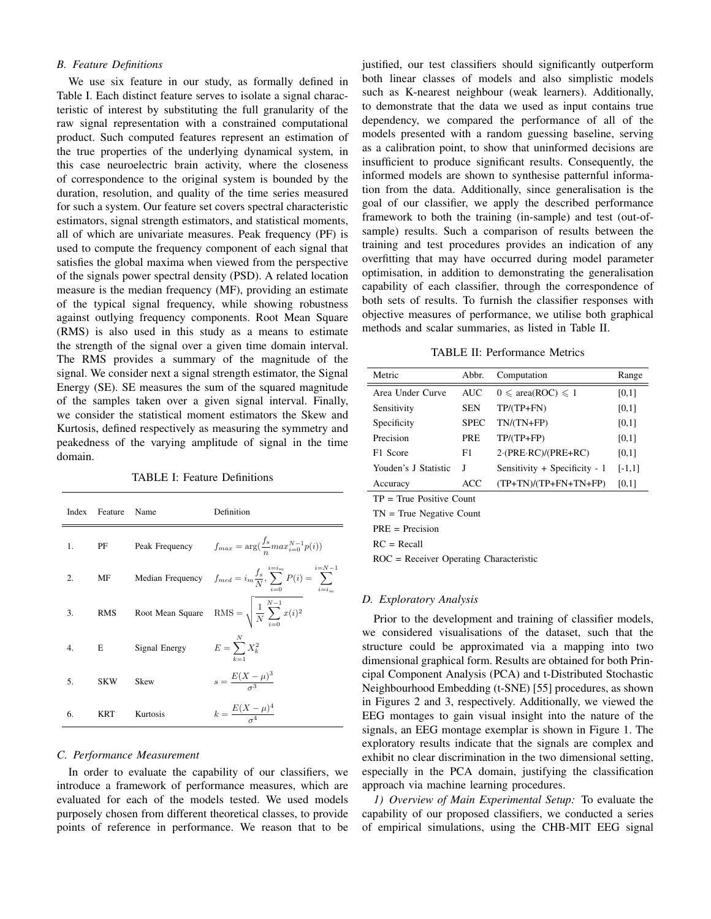### B. Feature Definitions

We use six feature in our study, as formally defined in Table I. Each distinct feature serves to isolate a signal characteristic of interest by substituting the full granularity of the raw signal representation with a constrained computational product. Such computed features represent an estimation of the true properties of the underlying dynamical system, in this case neuroelectric brain activity, where the closeness of correspondence to the original system is bounded by the duration, resolution, and quality of the time series measured for such a system. Our feature set covers spectral characteristic estimators, signal strength estimators, and statistical moments, all of which are univariate measures. Peak frequency (PF) is used to compute the frequency component of each signal that satisfies the global maxima when viewed from the perspective of the signals power spectral density (PSD). A related location measure is the median frequency (MF), providing an estimate of the typical signal frequency, while showing robustness against outlying frequency components. Root Mean Square (RMS) is also used in this study as a means to estimate the strength of the signal over a given time domain interval. The RMS provides a summary of the magnitude of the signal. We consider next a signal strength estimator, the Signal Energy (SE). SE measures the sum of the squared magnitude of the samples taken over a given signal interval. Finally, we consider the statistical moment estimators the Skew and Kurtosis, defined respectively as measuring the symmetry and peakedness of the varying amplitude of signal in the time domain.

TABLE I: Feature Definitions

| Index | Feature | Name | Definition |
|---|---|---|---|
| 1. | PF | Peak Frequency | $f_{max} = \arg(\frac{f_s}{n} max_{i=0}^{N-1} p(i))$ |
| 2. | MF | Median Frequency | $f_{med} = i_m \frac{f_s}{N}, \sum_{i=0}^{i=i_m} P(i) = \sum_{i=i_m}^{i=N-1}$ |
| 3. | RMS | Root Mean Square | $\text{RMS} = \sqrt{\frac{1}{N}\sum_{i=0}^{N-1} x(i)^2}$ |
| 4. | E | Signal Energy | $E = \sum_{k=1}^{N} X_k^2$ |
| 5. | SKW | Skew | $s = \frac{E(X-\mu)^3}{\sigma^3}$ |
| 6. | KRT | Kurtosis | $k = \frac{E(X-\mu)^4}{\sigma^4}$ |

### C. Performance Measurement

In order to evaluate the capability of our classifiers, we introduce a framework of performance measures, which are evaluated for each of the models tested. We used models purposely chosen from different theoretical classes, to provide points of reference in performance. We reason that to be justified, our test classifiers should significantly outperform both linear classes of models and also simplistic models such as K-nearest neighbour (weak learners). Additionally, to demonstrate that the data we used as input contains true dependency, we compared the performance of all of the models presented with a random guessing baseline, serving as a calibration point, to show that uninformed decisions are insufficient to produce significant results. Consequently, the informed models are shown to synthesise patternful information from the data. Additionally, since generalisation is the goal of our classifier, we apply the described performance framework to both the training (in-sample) and test (out-of-sample) results. Such a comparison of results between the training and test procedures provides an indication of any overfitting that may have occurred during model parameter optimisation, in addition to demonstrating the generalisation capability of each classifier, through the correspondence of both sets of results. To furnish the classifier responses with objective measures of performance, we utilise both graphical methods and scalar summaries, as listed in Table II.

TABLE II: Performance Metrics

| Metric | Abbr. | Computation | Range |
|---|---|---|---|
| Area Under Curve | AUC | $0 \leqslant \text{area(ROC)} \leqslant 1$ | [0,1] |
| Sensitivity | SEN | TP/(TP+FN) | [0,1] |
| Specificity | SPEC | TN/(TN+FP) | [0,1] |
| Precision | PRE | TP/(TP+FP) | [0,1] |
| F1 Score | F1 | 2·(PRE·RC)/(PRE+RC) | [0,1] |
| Youden's J Statistic | J | Sensitivity + Specificity - 1 | [-1,1] |
| Accuracy | ACC | (TP+TN)/(TP+FN+TN+FP) | [0,1] |

TP = True Positive Count

TN = True Negative Count

PRE = Precision

RC = Recall

ROC = Receiver Operating Characteristic

### D. Exploratory Analysis

Prior to the development and training of classifier models, we considered visualisations of the dataset, such that the structure could be approximated via a mapping into two dimensional graphical form. Results are obtained for both Principal Component Analysis (PCA) and t-Distributed Stochastic Neighbourhood Embedding (t-SNE) [55] procedures, as shown in Figures 2 and 3, respectively. Additionally, we viewed the EEG montages to gain visual insight into the nature of the signals, an EEG montage exemplar is shown in Figure 1. The exploratory results indicate that the signals are complex and exhibit no clear discrimination in the two dimensional setting, especially in the PCA domain, justifying the classification approach via machine learning procedures.

*1) Overview of Main Experimental Setup:* To evaluate the capability of our proposed classifiers, we conducted a series of empirical simulations, using the CHB-MIT EEG signal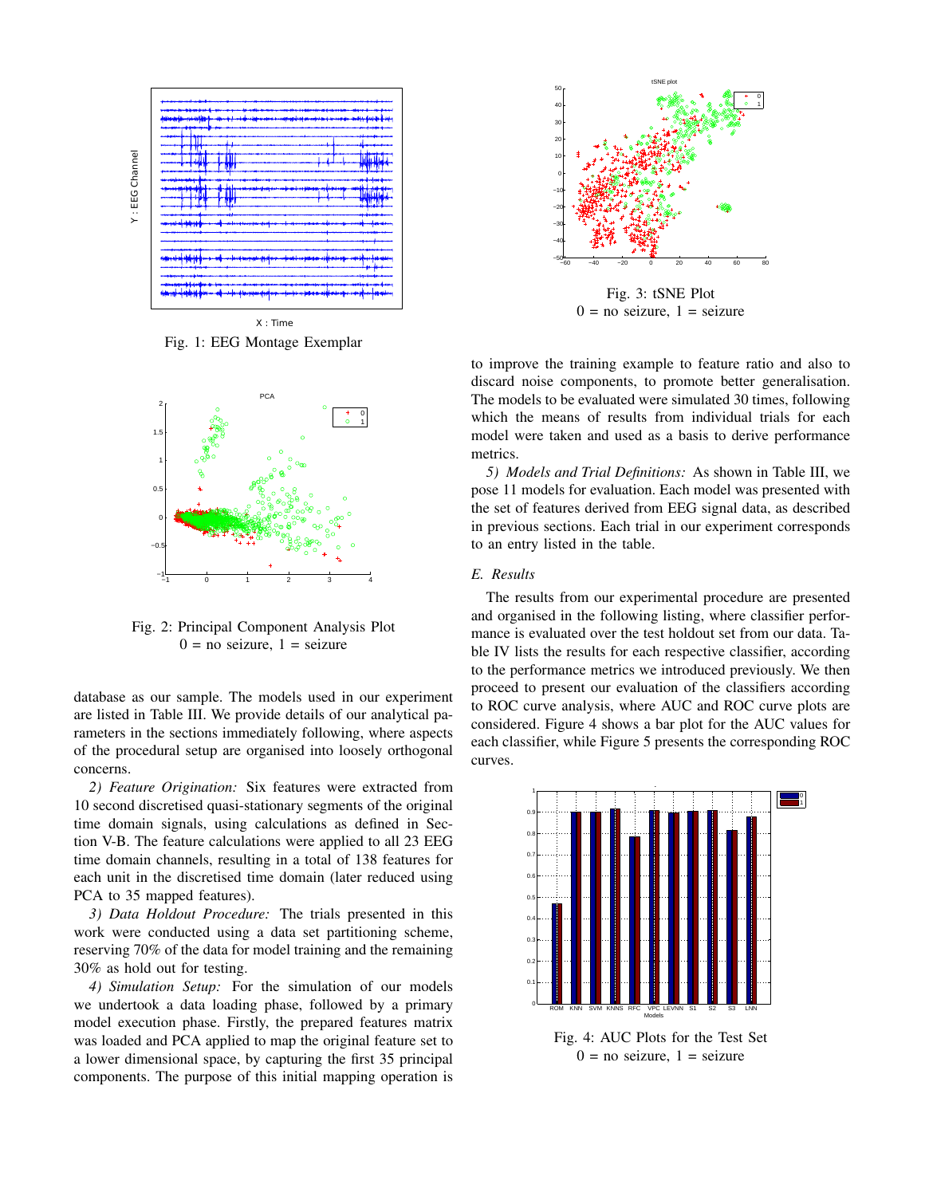Fig. 1: EEG Montage Exemplar

Fig. 2: Principal Component Analysis Plot
0 = no seizure, 1 = seizure

database as our sample. The models used in our experiment are listed in Table III. We provide details of our analytical parameters in the sections immediately following, where aspects of the procedural setup are organised into loosely orthogonal concerns.

*2) Feature Origination:* Six features were extracted from 10 second discretised quasi-stationary segments of the original time domain signals, using calculations as defined in Section V-B. The feature calculations were applied to all 23 EEG time domain channels, resulting in a total of 138 features for each unit in the discretised time domain (later reduced using PCA to 35 mapped features).

*3) Data Holdout Procedure:* The trials presented in this work were conducted using a data set partitioning scheme, reserving 70% of the data for model training and the remaining 30% as hold out for testing.

*4) Simulation Setup:* For the simulation of our models we undertook a data loading phase, followed by a primary model execution phase. Firstly, the prepared features matrix was loaded and PCA applied to map the original feature set to a lower dimensional space, by capturing the first 35 principal components. The purpose of this initial mapping operation is

Fig. 3: tSNE Plot
0 = no seizure, 1 = seizure

to improve the training example to feature ratio and also to discard noise components, to promote better generalisation. The models to be evaluated were simulated 30 times, following which the means of results from individual trials for each model were taken and used as a basis to derive performance metrics.

*5) Models and Trial Definitions:* As shown in Table III, we pose 11 models for evaluation. Each model was presented with the set of features derived from EEG signal data, as described in previous sections. Each trial in our experiment corresponds to an entry listed in the table.

### *E. Results*

The results from our experimental procedure are presented and organised in the following listing, where classifier performance is evaluated over the test holdout set from our data. Table IV lists the results for each respective classifier, according to the performance metrics we introduced previously. We then proceed to present our evaluation of the classifiers according to ROC curve analysis, where AUC and ROC curve plots are considered. Figure 4 shows a bar plot for the AUC values for each classifier, while Figure 5 presents the corresponding ROC curves.

Fig. 4: AUC Plots for the Test Set
0 = no seizure, 1 = seizure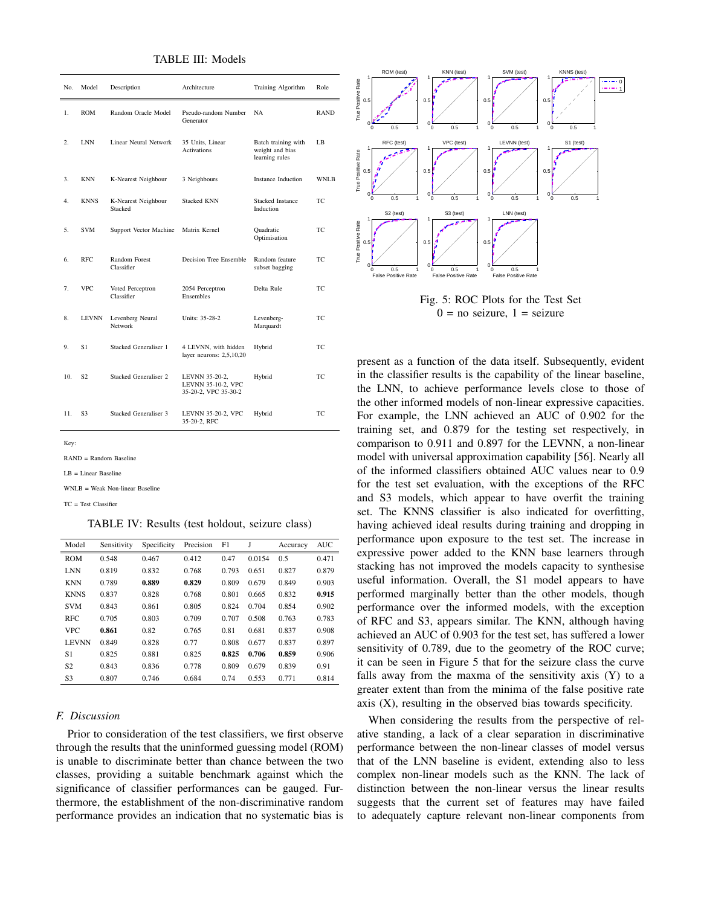TABLE III: Models

| No. | Model | Description | Architecture | Training Algorithm | Role |
|---|---|---|---|---|---|
| 1. | ROM | Random Oracle Model | Pseudo-random Number Generator | NA | RAND |
| 2. | LNN | Linear Neural Network | 35 Units, Linear Activations | Batch training with weight and bias learning rules | LB |
| 3. | KNN | K-Nearest Neighbour | 3 Neighbours | Instance Induction | WNLB |
| 4. | KNNS | K-Nearest Neighbour Stacked | Stacked KNN | Stacked Instance Induction | TC |
| 5. | SVM | Support Vector Machine | Matrix Kernel | Quadratic Optimisation | TC |
| 6. | RFC | Random Forest Classifier | Decision Tree Ensemble | Random feature subset bagging | TC |
| 7. | VPC | Voted Perceptron Classifier | 2054 Perceptron Ensembles | Delta Rule | TC |
| 8. | LEVNN | Levenberg Neural Network | Units: 35-28-2 | Levenberg-Marquardt | TC |
| 9. | S1 | Stacked Generaliser 1 | 4 LEVNN, with hidden layer neurons: 2,5,10,20 | Hybrid | TC |
| 10. | S2 | Stacked Generaliser 2 | LEVNN 35-20-2, LEVNN 35-10-2, VPC 35-20-2, VPC 35-30-2 | Hybrid | TC |
| 11. | S3 | Stacked Generaliser 3 | LEVNN 35-20-2, VPC 35-20-2, RFC | Hybrid | TC |

Key:

RAND = Random Baseline

LB = Linear Baseline

WNLB = Weak Non-linear Baseline

TC = Test Classifier

TABLE IV: Results (test holdout, seizure class)

| Model | Sensitivity | Specificity | Precision | F1 | J | Accuracy | AUC |
|---|---|---|---|---|---|---|---|
| ROM | 0.548 | 0.467 | 0.412 | 0.47 | 0.0154 | 0.5 | 0.471 |
| LNN | 0.819 | 0.832 | 0.768 | 0.793 | 0.651 | 0.827 | 0.879 |
| KNN | 0.789 | **0.889** | **0.829** | 0.809 | 0.679 | 0.849 | 0.903 |
| KNNS | 0.837 | 0.828 | 0.768 | 0.801 | 0.665 | 0.832 | **0.915** |
| SVM | 0.843 | 0.861 | 0.805 | 0.824 | 0.704 | 0.854 | 0.902 |
| RFC | 0.705 | 0.803 | 0.709 | 0.707 | 0.508 | 0.763 | 0.783 |
| VPC | **0.861** | 0.82 | 0.765 | 0.81 | 0.681 | 0.837 | 0.908 |
| LEVNN | 0.849 | 0.828 | 0.77 | 0.808 | 0.677 | 0.837 | 0.897 |
| S1 | 0.825 | 0.881 | 0.825 | **0.825** | **0.706** | **0.859** | 0.906 |
| S2 | 0.843 | 0.836 | 0.778 | 0.809 | 0.679 | 0.839 | 0.91 |
| S3 | 0.807 | 0.746 | 0.684 | 0.74 | 0.553 | 0.771 | 0.814 |

### *F. Discussion*

Prior to consideration of the test classifiers, we first observe through the results that the uninformed guessing model (ROM) is unable to discriminate better than chance between the two classes, providing a suitable benchmark against which the significance of classifier performances can be gauged. Furthermore, the establishment of the non-discriminative random performance provides an indication that no systematic bias is present as a function of the data itself. Subsequently, evident in the classifier results is the capability of the linear baseline, the LNN, to achieve performance levels close to those of the other informed models of non-linear expressive capacities. For example, the LNN achieved an AUC of 0.902 for the training set, and 0.879 for the testing set respectively, in comparison to 0.911 and 0.897 for the LEVNN, a non-linear model with universal approximation capability [56]. Nearly all of the informed classifiers obtained AUC values near to 0.9 for the test set evaluation, with the exceptions of the RFC and S3 models, which appear to have overfit the training set. The KNNS classifier is also indicated for overfitting, having achieved ideal results during training and dropping in performance upon exposure to the test set. The increase in expressive power added to the KNN base learners through stacking has not improved the models capacity to synthesise useful information. Overall, the S1 model appears to have performed marginally better than the other models, though performance over the informed models, with the exception of RFC and S3, appears similar. The KNN, although having achieved an AUC of 0.903 for the test set, has suffered a lower sensitivity of 0.789, due to the geometry of the ROC curve; it can be seen in Figure 5 that for the seizure class the curve falls away from the maxma of the sensitivity axis (Y) to a greater extent than from the minima of the false positive rate axis (X), resulting in the observed bias towards specificity.

Fig. 5: ROC Plots for the Test Set
0 = no seizure, 1 = seizure

When considering the results from the perspective of relative standing, a lack of a clear separation in discriminative performance between the non-linear classes of model versus that of the LNN baseline is evident, extending also to less complex non-linear models such as the KNN. The lack of distinction between the non-linear versus the linear results suggests that the current set of features may have failed to adequately capture relevant non-linear components from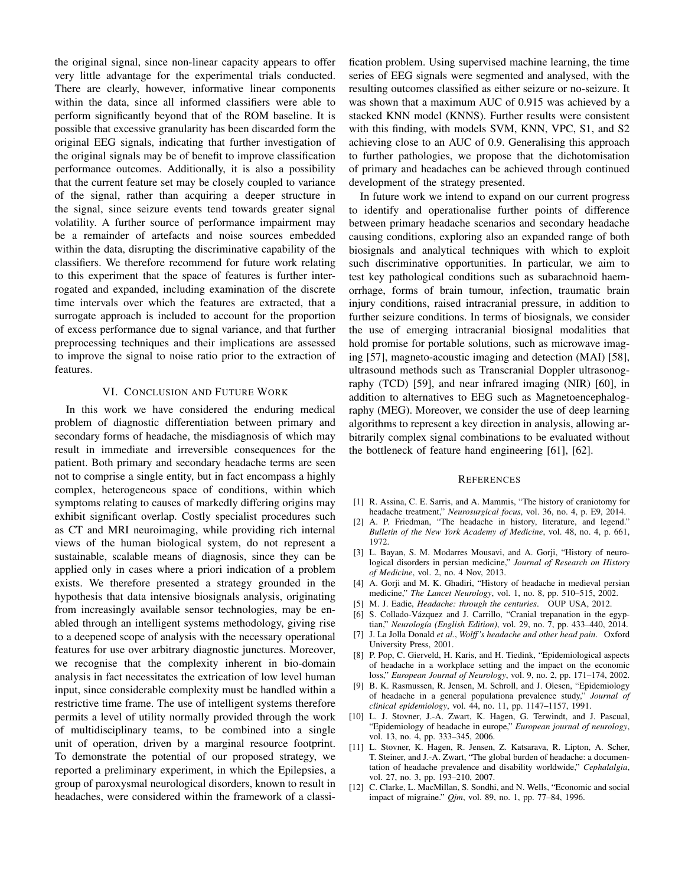the original signal, since non-linear capacity appears to offer very little advantage for the experimental trials conducted. There are clearly, however, informative linear components within the data, since all informed classifiers were able to perform significantly beyond that of the ROM baseline. It is possible that excessive granularity has been discarded form the original EEG signals, indicating that further investigation of the original signals may be of benefit to improve classification performance outcomes. Additionally, it is also a possibility that the current feature set may be closely coupled to variance of the signal, rather than acquiring a deeper structure in the signal, since seizure events tend towards greater signal volatility. A further source of performance impairment may be a remainder of artefacts and noise sources embedded within the data, disrupting the discriminative capability of the classifiers. We therefore recommend for future work relating to this experiment that the space of features is further interrogated and expanded, including examination of the discrete time intervals over which the features are extracted, that a surrogate approach is included to account for the proportion of excess performance due to signal variance, and that further preprocessing techniques and their implications are assessed to improve the signal to noise ratio prior to the extraction of features.

## VI. Conclusion and Future Work

In this work we have considered the enduring medical problem of diagnostic differentiation between primary and secondary forms of headache, the misdiagnosis of which may result in immediate and irreversible consequences for the patient. Both primary and secondary headache terms are seen not to comprise a single entity, but in fact encompass a highly complex, heterogeneous space of conditions, within which symptoms relating to causes of markedly differing origins may exhibit significant overlap. Costly specialist procedures such as CT and MRI neuroimaging, while providing rich internal views of the human biological system, do not represent a sustainable, scalable means of diagnosis, since they can be applied only in cases where a priori indication of a problem exists. We therefore presented a strategy grounded in the hypothesis that data intensive biosignals analysis, originating from increasingly available sensor technologies, may be enabled through an intelligent systems methodology, giving rise to a deepened scope of analysis with the necessary operational features for use over arbitrary diagnostic junctures. Moreover, we recognise that the complexity inherent in bio-domain analysis in fact necessitates the extrication of low level human input, since considerable complexity must be handled within a restrictive time frame. The use of intelligent systems therefore permits a level of utility normally provided through the work of multidisciplinary teams, to be combined into a single unit of operation, driven by a marginal resource footprint. To demonstrate the potential of our proposed strategy, we reported a preliminary experiment, in which the Epilepsies, a group of paroxysmal neurological disorders, known to result in headaches, were considered within the framework of a classification problem. Using supervised machine learning, the time series of EEG signals were segmented and analysed, with the resulting outcomes classified as either seizure or no-seizure. It was shown that a maximum AUC of 0.915 was achieved by a stacked KNN model (KNNS). Further results were consistent with this finding, with models SVM, KNN, VPC, S1, and S2 achieving close to an AUC of 0.9. Generalising this approach to further pathologies, we propose that the dichotomisation of primary and headaches can be achieved through continued development of the strategy presented.

In future work we intend to expand on our current progress to identify and operationalise further points of difference between primary headache scenarios and secondary headache causing conditions, exploring also an expanded range of both biosignals and analytical techniques with which to exploit such discriminative opportunities. In particular, we aim to test key pathological conditions such as subarachnoid haemorrhage, forms of brain tumour, infection, traumatic brain injury conditions, raised intracranial pressure, in addition to further seizure conditions. In terms of biosignals, we consider the use of emerging intracranial biosignal modalities that hold promise for portable solutions, such as microwave imaging [57], magneto-acoustic imaging and detection (MAI) [58], ultrasound methods such as Transcranial Doppler ultrasonography (TCD) [59], and near infrared imaging (NIR) [60], in addition to alternatives to EEG such as Magnetoencephalography (MEG). Moreover, we consider the use of deep learning algorithms to represent a key direction in analysis, allowing arbitrarily complex signal combinations to be evaluated without the bottleneck of feature hand engineering [61], [62].

## References

[1] R. Assina, C. E. Sarris, and A. Mammis, "The history of craniotomy for headache treatment," *Neurosurgical focus*, vol. 36, no. 4, p. E9, 2014.

[2] A. P. Friedman, "The headache in history, literature, and legend." *Bulletin of the New York Academy of Medicine*, vol. 48, no. 4, p. 661, 1972.

[3] L. Bayan, S. M. Modarres Mousavi, and A. Gorji, "History of neurological disorders in persian medicine," *Journal of Research on History of Medicine*, vol. 2, no. 4 Nov, 2013.

[4] A. Gorji and M. K. Ghadiri, "History of headache in medieval persian medicine," *The Lancet Neurology*, vol. 1, no. 8, pp. 510–515, 2002.

[5] M. J. Eadie, *Headache: through the centuries*. OUP USA, 2012.

[6] S. Collado-Vázquez and J. Carrillo, "Cranial trepanation in the egyptian," *Neurología (English Edition)*, vol. 29, no. 7, pp. 433–440, 2014.

[7] J. La Jolla Donald *et al.*, *Wolff's headache and other head pain*. Oxford University Press, 2001.

[8] P. Pop, C. Gierveld, H. Karis, and H. Tiedink, "Epidemiological aspects of headache in a workplace setting and the impact on the economic loss," *European Journal of Neurology*, vol. 9, no. 2, pp. 171–174, 2002.

[9] B. K. Rasmussen, R. Jensen, M. Schroll, and J. Olesen, "Epidemiology of headache in a general populationa prevalence study," *Journal of clinical epidemiology*, vol. 44, no. 11, pp. 1147–1157, 1991.

[10] L. J. Stovner, J.-A. Zwart, K. Hagen, G. Terwindt, and J. Pascual, "Epidemiology of headache in europe," *European journal of neurology*, vol. 13, no. 4, pp. 333–345, 2006.

[11] L. Stovner, K. Hagen, R. Jensen, Z. Katsarava, R. Lipton, A. Scher, T. Steiner, and J.-A. Zwart, "The global burden of headache: a documentation of headache prevalence and disability worldwide," *Cephalalgia*, vol. 27, no. 3, pp. 193–210, 2007.

[12] C. Clarke, L. MacMillan, S. Sondhi, and N. Wells, "Economic and social impact of migraine." *Qjm*, vol. 89, no. 1, pp. 77–84, 1996.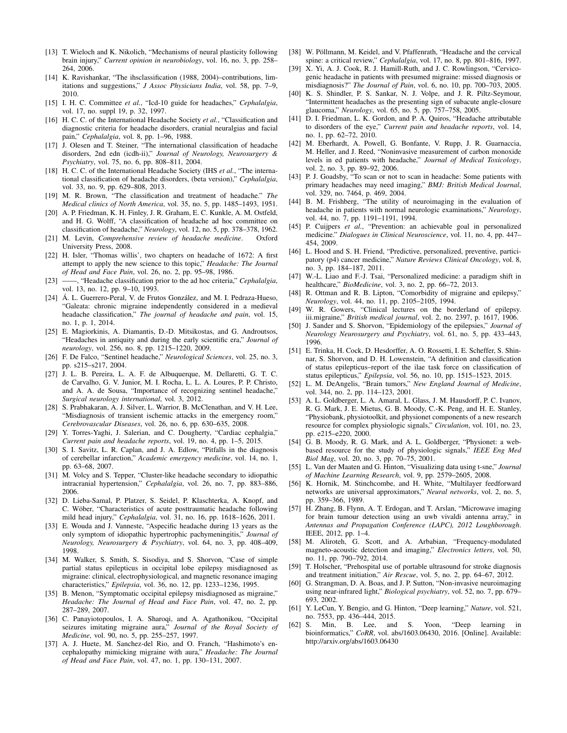[13] T. Wieloch and K. Nikolich, "Mechanisms of neural plasticity following brain injury," *Current opinion in neurobiology*, vol. 16, no. 3, pp. 258–264, 2006.

[14] K. Ravishankar, "The ihsclassification (1988, 2004)–contributions, limitations and suggestions," *J Assoc Physicians India*, vol. 58, pp. 7–9, 2010.

[15] I. H. C. Committee *et al.*, "Icd-10 guide for headaches," *Cephalalgia*, vol. 17, no. suppl 19, p. 32, 1997.

[16] H. C. C. of the International Headache Society *et al.*, "Classification and diagnostic criteria for headache disorders, cranial neuralgias and facial pain," *Cephalalgia*, vol. 8, pp. 1–96, 1988.

[17] J. Olesen and T. Steiner, "The international classification of headache disorders, 2nd edn (icdh-ii)," *Journal of Neurology, Neurosurgery & Psychiatry*, vol. 75, no. 6, pp. 808–811, 2004.

[18] H. C. C. of the International Headache Society (IHS *et al.*, "The international classification of headache disorders, (beta version)," *Cephalalgia*, vol. 33, no. 9, pp. 629–808, 2013.

[19] M. R. Brown, "The classification and treatment of headache." *The Medical clinics of North America*, vol. 35, no. 5, pp. 1485–1493, 1951.

[20] A. P. Friedman, K. H. Finley, J. R. Graham, E. C. Kunkle, A. M. Ostfeld, and H. G. Wolff, "A classification of headache ad hoc committee on classification of headache," *Neurology*, vol. 12, no. 5, pp. 378–378, 1962.

[21] M. Levin, *Comprehensive review of headache medicine*. Oxford University Press, 2008.

[22] H. Isler, "Thomas willis', two chapters on headache of 1672: A first attempt to apply the new science to this topic," *Headache: The Journal of Head and Face Pain*, vol. 26, no. 2, pp. 95–98, 1986.

[23] ——, "Headache classification prior to the ad hoc criteria," *Cephalalgia*, vol. 13, no. 12, pp. 9–10, 1993.

[24] Á. L. Guerrero-Peral, V. de Frutos González, and M. I. Pedraza-Hueso, "Galeata: chronic migraine independently considered in a medieval headache classification," *The journal of headache and pain*, vol. 15, no. 1, p. 1, 2014.

[25] E. Magiorkinis, A. Diamantis, D.-D. Mitsikostas, and G. Androutsos, "Headaches in antiquity and during the early scientific era," *Journal of neurology*, vol. 256, no. 8, pp. 1215–1220, 2009.

[26] F. De Falco, "Sentinel headache," *Neurological Sciences*, vol. 25, no. 3, pp. s215–s217, 2004.

[27] J. L. B. Pereira, L. A. F. de Albuquerque, M. Dellaretti, G. T. C. de Carvalho, G. V. Junior, M. I. Rocha, L. L. A. Loures, P. P. Christo, and A. A. de Sousa, "Importance of recognizing sentinel headache," *Surgical neurology international*, vol. 3, 2012.

[28] S. Prabhakaran, A. J. Silver, L. Warrior, B. McClenathan, and V. H. Lee, "Misdiagnosis of transient ischemic attacks in the emergency room," *Cerebrovascular Diseases*, vol. 26, no. 6, pp. 630–635, 2008.

[29] Y. Torres-Yaghi, J. Salerian, and C. Dougherty, "Cardiac cephalgia," *Current pain and headache reports*, vol. 19, no. 4, pp. 1–5, 2015.

[30] S. I. Savitz, L. R. Caplan, and J. A. Edlow, "Pitfalls in the diagnosis of cerebellar infarction," *Academic emergency medicine*, vol. 14, no. 1, pp. 63–68, 2007.

[31] M. Volcy and S. Tepper, "Cluster-like headache secondary to idiopathic intracranial hypertension," *Cephalalgia*, vol. 26, no. 7, pp. 883–886, 2006.

[32] D. Lieba-Samal, P. Platzer, S. Seidel, P. Klaschterka, A. Knopf, and C. Wöber, "Characteristics of acute posttraumatic headache following mild head injury," *Cephalalgia*, vol. 31, no. 16, pp. 1618–1626, 2011.

[33] E. Wouda and J. Vanneste, "Aspecific headache during 13 years as the only symptom of idiopathic hypertrophic pachymeningitis," *Journal of Neurology, Neurosurgery & Psychiatry*, vol. 64, no. 3, pp. 408–409, 1998.

[34] M. Walker, S. Smith, S. Sisodiya, and S. Shorvon, "Case of simple partial status epilepticus in occipital lobe epilepsy misdiagnosed as migraine: clinical, electrophysiological, and magnetic resonance imaging characteristics," *Epilepsia*, vol. 36, no. 12, pp. 1233–1236, 1995.

[35] B. Menon, "Symptomatic occipital epilepsy misdiagnosed as migraine," *Headache: The Journal of Head and Face Pain*, vol. 47, no. 2, pp. 287–289, 2007.

[36] C. Panayiotopoulos, I. A. Sharoqi, and A. Agathonikou, "Occipital seizures imitating migraine aura," *Journal of the Royal Society of Medicine*, vol. 90, no. 5, pp. 255–257, 1997.

[37] A. J. Huete, M. Sanchez-del Rio, and O. Franch, "Hashimoto's encephalopathy mimicking migraine with aura," *Headache: The Journal of Head and Face Pain*, vol. 47, no. 1, pp. 130–131, 2007.

[38] W. Pöllmann, M. Keidel, and V. Pfaffenrath, "Headache and the cervical spine: a critical review," *Cephalalgia*, vol. 17, no. 8, pp. 801–816, 1997.

[39] X. Yi, A. J. Cook, R. J. Hamill-Ruth, and J. C. Rowlingson, "Cervicogenic headache in patients with presumed migraine: missed diagnosis or misdiagnosis?" *The Journal of Pain*, vol. 6, no. 10, pp. 700–703, 2005.

[40] K. S. Shindler, P. S. Sankar, N. J. Volpe, and J. R. Piltz-Seymour, "Intermittent headaches as the presenting sign of subacute angle-closure glaucoma," *Neurology*, vol. 65, no. 5, pp. 757–758, 2005.

[41] D. I. Friedman, L. K. Gordon, and P. A. Quiros, "Headache attributable to disorders of the eye," *Current pain and headache reports*, vol. 14, no. 1, pp. 62–72, 2010.

[42] M. Eberhardt, A. Powell, G. Bonfante, V. Rupp, J. R. Guarnaccia, M. Heller, and J. Reed, "Noninvasive measurement of carbon monoxide levels in ed patients with headache," *Journal of Medical Toxicology*, vol. 2, no. 3, pp. 89–92, 2006.

[43] P. J. Goadsby, "To scan or not to scan in headache: Some patients with primary headaches may need imaging," *BMJ: British Medical Journal*, vol. 329, no. 7464, p. 469, 2004.

[44] B. M. Frishberg, "The utility of neuroimaging in the evaluation of headache in patients with normal neurologic examinations," *Neurology*, vol. 44, no. 7, pp. 1191–1191, 1994.

[45] P. Cuijpers *et al.*, "Prevention: an achievable goal in personalized medicine." *Dialogues in Clinical Neuroscience*, vol. 11, no. 4, pp. 447–454, 2009.

[46] L. Hood and S. H. Friend, "Predictive, personalized, preventive, participatory (p4) cancer medicine," *Nature Reviews Clinical Oncology*, vol. 8, no. 3, pp. 184–187, 2011.

[47] W.-L. Liao and F.-J. Tsai, "Personalized medicine: a paradigm shift in healthcare," *BioMedicine*, vol. 3, no. 2, pp. 66–72, 2013.

[48] R. Ottman and R. B. Lipton, "Comorbidity of migraine and epilepsy," *Neurology*, vol. 44, no. 11, pp. 2105–2105, 1994.

[49] W. R. Gowers, "Clinical lectures on the borderland of epilepsy. iii.migraine," *British medical journal*, vol. 2, no. 2397, p. 1617, 1906.

[50] J. Sander and S. Shorvon, "Epidemiology of the epilepsies," *Journal of Neurology Neurosurgery and Psychiatry*, vol. 61, no. 5, pp. 433–443, 1996.

[51] E. Trinka, H. Cock, D. Hesdorffer, A. O. Rossetti, I. E. Scheffer, S. Shinnar, S. Shorvon, and D. H. Lowenstein, "A definition and classification of status epilepticus–report of the ilae task force on classification of status epilepticus," *Epilepsia*, vol. 56, no. 10, pp. 1515–1523, 2015.

[52] L. M. DeAngelis, "Brain tumors," *New England Journal of Medicine*, vol. 344, no. 2, pp. 114–123, 2001.

[53] A. L. Goldberger, L. A. Amaral, L. Glass, J. M. Hausdorff, P. C. Ivanov, R. G. Mark, J. E. Mietus, G. B. Moody, C.-K. Peng, and H. E. Stanley, "Physiobank, physiotoolkit, and physionet components of a new research resource for complex physiologic signals," *Circulation*, vol. 101, no. 23, pp. e215–e220, 2000.

[54] G. B. Moody, R. G. Mark, and A. L. Goldberger, "Physionet: a web-based resource for the study of physiologic signals," *IEEE Eng Med Biol Mag*, vol. 20, no. 3, pp. 70–75, 2001.

[55] L. Van der Maaten and G. Hinton, "Visualizing data using t-sne," *Journal of Machine Learning Research*, vol. 9, pp. 2579–2605, 2008.

[56] K. Hornik, M. Stinchcombe, and H. White, "Multilayer feedforward networks are universal approximators," *Neural networks*, vol. 2, no. 5, pp. 359–366, 1989.

[57] H. Zhang, B. Flynn, A. T. Erdogan, and T. Arslan, "Microwave imaging for brain tumour detection using an uwb vivaldi antenna array," in *Antennas and Propagation Conference (LAPC), 2012 Loughborough*. IEEE, 2012, pp. 1–4.

[58] M. Aliroteh, G. Scott, and A. Arbabian, "Frequency-modulated magneto-acoustic detection and imaging," *Electronics letters*, vol. 50, no. 11, pp. 790–792, 2014.

[59] T. Holscher, "Prehospital use of portable ultrasound for stroke diagnosis and treatment initiation," *Air Rescue*, vol. 5, no. 2, pp. 64–67, 2012.

[60] G. Strangman, D. A. Boas, and J. P. Sutton, "Non-invasive neuroimaging using near-infrared light," *Biological psychiatry*, vol. 52, no. 7, pp. 679–693, 2002.

[61] Y. LeCun, Y. Bengio, and G. Hinton, "Deep learning," *Nature*, vol. 521, no. 7553, pp. 436–444, 2015.

[62] S. Min, B. Lee, and S. Yoon, "Deep learning in bioinformatics," *CoRR*, vol. abs/1603.06430, 2016. [Online]. Available: http://arxiv.org/abs/1603.06430